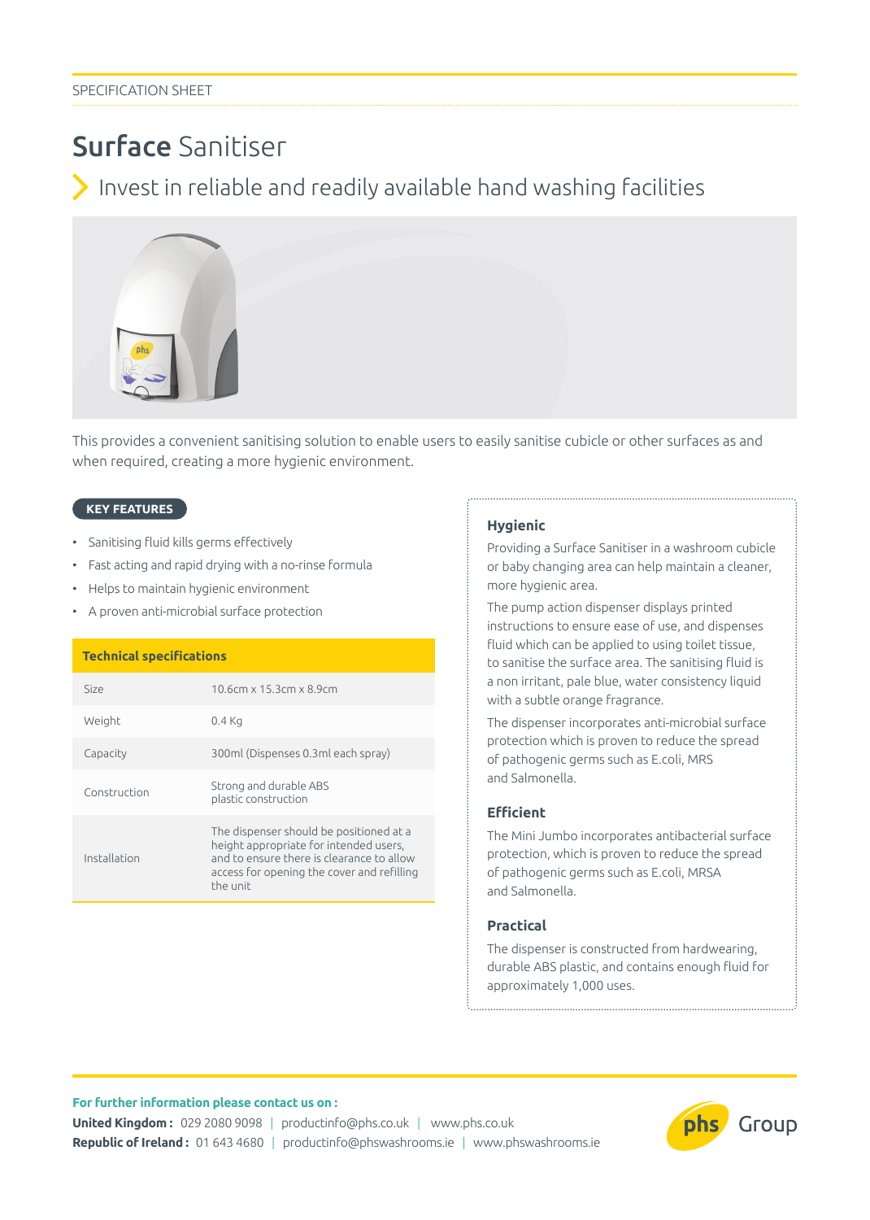SPECIFICATION SHEET

# **Surface** Sanitiser

## Invest in reliable and readily available hand washing facilities

This provides a convenient sanitising solution to enable users to easily sanitise cubicle or other surfaces as and when required, creating a more hygienic environment.

**KEY FEATURES**

- Sanitising fluid kills germs effectively
- Fast acting and rapid drying with a no-rinse formula
- Helps to maintain hygienic environment
- A proven anti-microbial surface protection

| **Technical specifications** | |
|---|---|
| Size | 10.6cm x 15.3cm x 8.9cm |
| Weight | 0.4 Kg |
| Capacity | 300ml (Dispenses 0.3ml each spray) |
| Construction | Strong and durable ABS plastic construction |
| Installation | The dispenser should be positioned at a height appropriate for intended users, and to ensure there is clearance to allow access for opening the cover and refilling the unit |

### Hygienic

Providing a Surface Sanitiser in a washroom cubicle or baby changing area can help maintain a cleaner, more hygienic area.

The pump action dispenser displays printed instructions to ensure ease of use, and dispenses fluid which can be applied to using toilet tissue, to sanitise the surface area. The sanitising fluid is a non irritant, pale blue, water consistency liquid with a subtle orange fragrance.

The dispenser incorporates anti-microbial surface protection which is proven to reduce the spread of pathogenic germs such as E.coli, MRS and Salmonella.

### Efficient

The Mini Jumbo incorporates antibacterial surface protection, which is proven to reduce the spread of pathogenic germs such as E.coli, MRSA and Salmonella.

### Practical

The dispenser is constructed from hardwearing, durable ABS plastic, and contains enough fluid for approximately 1,000 uses.

**For further information please contact us on :**

**United Kingdom :** 029 2080 9098 | productinfo@phs.co.uk | www.phs.co.uk

**Republic of Ireland :** 01 643 4680 | productinfo@phswashrooms.ie | www.phswashrooms.ie

phs Group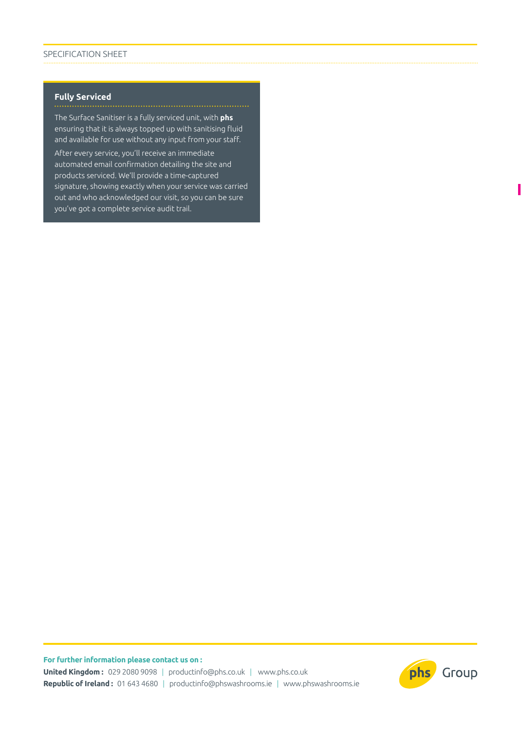## Fully Serviced

The Surface Sanitiser is a fully serviced unit, with **phs** ensuring that it is always topped up with sanitising fluid and available for use without any input from your staff.

After every service, you'll receive an immediate automated email confirmation detailing the site and products serviced. We'll provide a time-captured signature, showing exactly when your service was carried out and who acknowledged our visit, so you can be sure you've got a complete service audit trail.

**For further information please contact us on :**

**United Kingdom :** 029 2080 9098 | productinfo@phs.co.uk | www.phs.co.uk

**Republic of Ireland :** 01 643 4680 | productinfo@phswashrooms.ie | www.phswashrooms.ie

phs Group